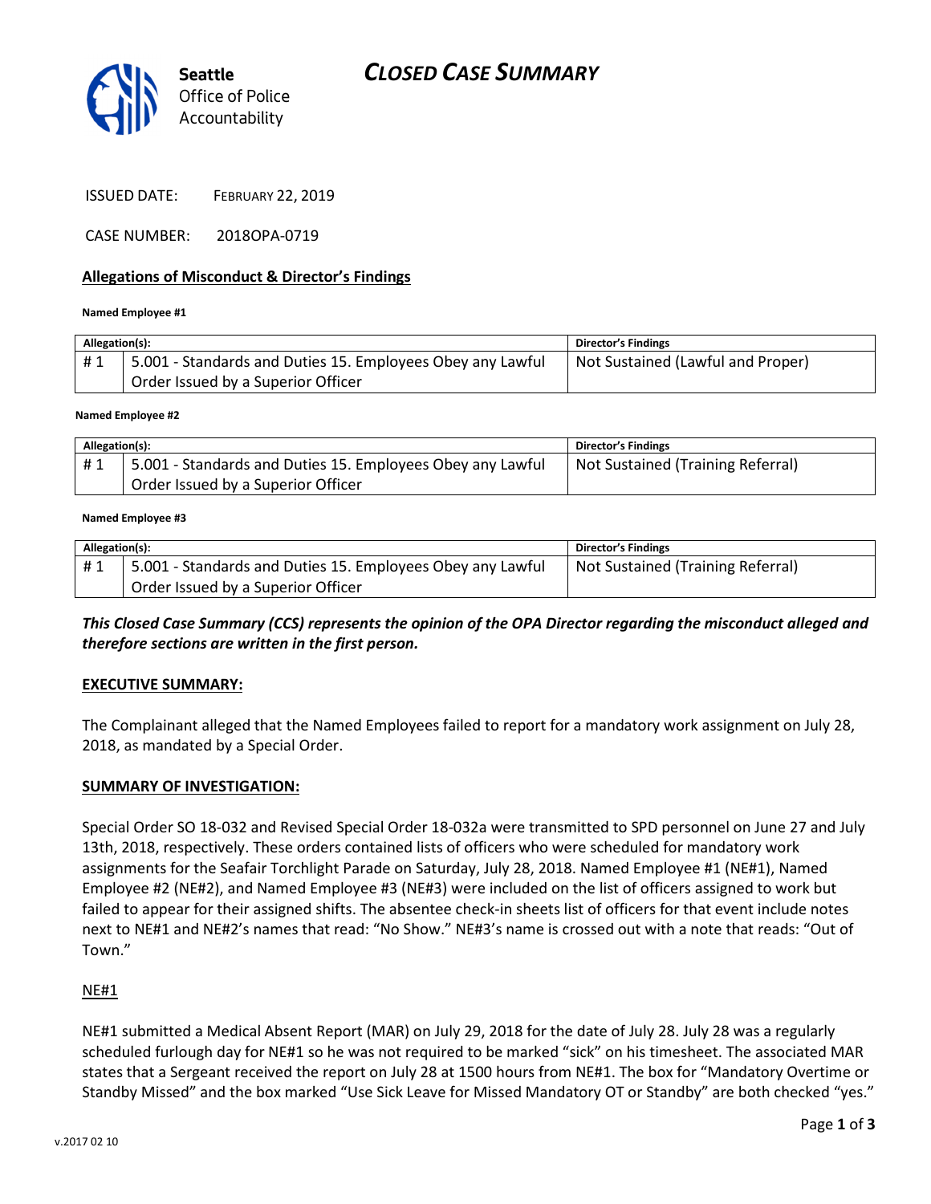# CLOSED CASE SUMMARY

Seattle Office of Police Accountability

ISSUED DATE: FEBRUARY 22, 2019

CASE NUMBER: 2018OPA-0719

## Allegations of Misconduct & Director's Findings

**Named Employee #1**

| Allegation(s): | | Director's Findings |
|---|---|---|
| # 1 | 5.001 - Standards and Duties 15. Employees Obey any Lawful Order Issued by a Superior Officer | Not Sustained (Lawful and Proper) |

**Named Employee #2**

| Allegation(s): | | Director's Findings |
|---|---|---|
| # 1 | 5.001 - Standards and Duties 15. Employees Obey any Lawful Order Issued by a Superior Officer | Not Sustained (Training Referral) |

**Named Employee #3**

| Allegation(s): | | Director's Findings |
|---|---|---|
| # 1 | 5.001 - Standards and Duties 15. Employees Obey any Lawful Order Issued by a Superior Officer | Not Sustained (Training Referral) |

***This Closed Case Summary (CCS) represents the opinion of the OPA Director regarding the misconduct alleged and therefore sections are written in the first person.***

**EXECUTIVE SUMMARY:**

The Complainant alleged that the Named Employees failed to report for a mandatory work assignment on July 28, 2018, as mandated by a Special Order.

**SUMMARY OF INVESTIGATION:**

Special Order SO 18-032 and Revised Special Order 18-032a were transmitted to SPD personnel on June 27 and July 13th, 2018, respectively. These orders contained lists of officers who were scheduled for mandatory work assignments for the Seafair Torchlight Parade on Saturday, July 28, 2018. Named Employee #1 (NE#1), Named Employee #2 (NE#2), and Named Employee #3 (NE#3) were included on the list of officers assigned to work but failed to appear for their assigned shifts. The absentee check-in sheets list of officers for that event include notes next to NE#1 and NE#2's names that read: "No Show." NE#3's name is crossed out with a note that reads: "Out of Town."

NE#1

NE#1 submitted a Medical Absent Report (MAR) on July 29, 2018 for the date of July 28. July 28 was a regularly scheduled furlough day for NE#1 so he was not required to be marked "sick" on his timesheet. The associated MAR states that a Sergeant received the report on July 28 at 1500 hours from NE#1. The box for "Mandatory Overtime or Standby Missed" and the box marked "Use Sick Leave for Missed Mandatory OT or Standby" are both checked "yes."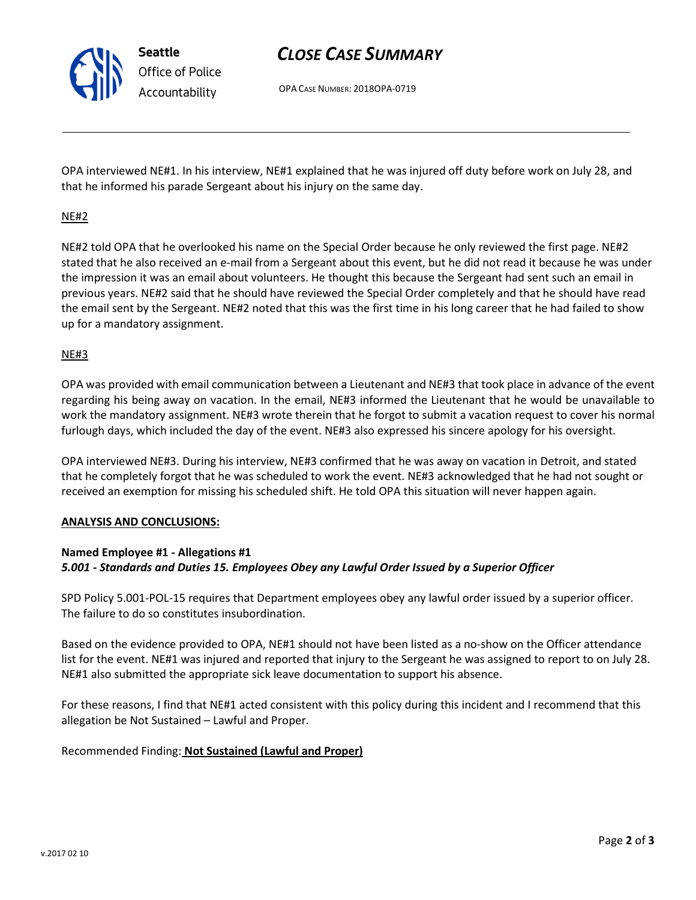OPA interviewed NE#1. In his interview, NE#1 explained that he was injured off duty before work on July 28, and that he informed his parade Sergeant about his injury on the same day.

NE#2

NE#2 told OPA that he overlooked his name on the Special Order because he only reviewed the first page. NE#2 stated that he also received an e-mail from a Sergeant about this event, but he did not read it because he was under the impression it was an email about volunteers. He thought this because the Sergeant had sent such an email in previous years. NE#2 said that he should have reviewed the Special Order completely and that he should have read the email sent by the Sergeant. NE#2 noted that this was the first time in his long career that he had failed to show up for a mandatory assignment.

NE#3

OPA was provided with email communication between a Lieutenant and NE#3 that took place in advance of the event regarding his being away on vacation. In the email, NE#3 informed the Lieutenant that he would be unavailable to work the mandatory assignment. NE#3 wrote therein that he forgot to submit a vacation request to cover his normal furlough days, which included the day of the event. NE#3 also expressed his sincere apology for his oversight.

OPA interviewed NE#3. During his interview, NE#3 confirmed that he was away on vacation in Detroit, and stated that he completely forgot that he was scheduled to work the event. NE#3 acknowledged that he had not sought or received an exemption for missing his scheduled shift. He told OPA this situation will never happen again.

**ANALYSIS AND CONCLUSIONS:**

**Named Employee #1 - Allegations #1**
***5.001 - Standards and Duties 15. Employees Obey any Lawful Order Issued by a Superior Officer***

SPD Policy 5.001-POL-15 requires that Department employees obey any lawful order issued by a superior officer. The failure to do so constitutes insubordination.

Based on the evidence provided to OPA, NE#1 should not have been listed as a no-show on the Officer attendance list for the event. NE#1 was injured and reported that injury to the Sergeant he was assigned to report to on July 28. NE#1 also submitted the appropriate sick leave documentation to support his absence.

For these reasons, I find that NE#1 acted consistent with this policy during this incident and I recommend that this allegation be Not Sustained – Lawful and Proper.

Recommended Finding: **Not Sustained (Lawful and Proper)**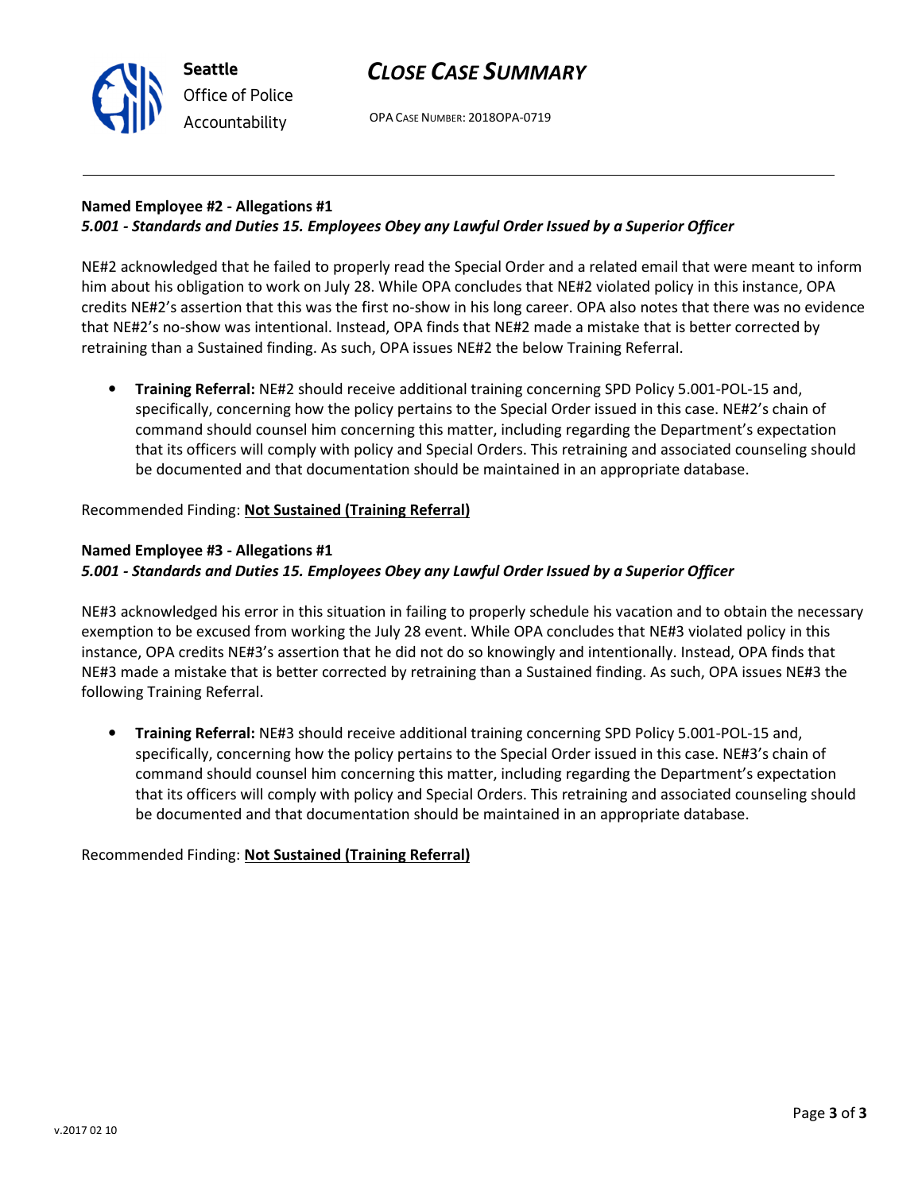**Named Employee #2 - Allegations #1**
***5.001 - Standards and Duties 15. Employees Obey any Lawful Order Issued by a Superior Officer***

NE#2 acknowledged that he failed to properly read the Special Order and a related email that were meant to inform him about his obligation to work on July 28. While OPA concludes that NE#2 violated policy in this instance, OPA credits NE#2's assertion that this was the first no-show in his long career. OPA also notes that there was no evidence that NE#2's no-show was intentional. Instead, OPA finds that NE#2 made a mistake that is better corrected by retraining than a Sustained finding. As such, OPA issues NE#2 the below Training Referral.

- **Training Referral:** NE#2 should receive additional training concerning SPD Policy 5.001-POL-15 and, specifically, concerning how the policy pertains to the Special Order issued in this case. NE#2's chain of command should counsel him concerning this matter, including regarding the Department's expectation that its officers will comply with policy and Special Orders. This retraining and associated counseling should be documented and that documentation should be maintained in an appropriate database.

Recommended Finding: **Not Sustained (Training Referral)**

**Named Employee #3 - Allegations #1**
***5.001 - Standards and Duties 15. Employees Obey any Lawful Order Issued by a Superior Officer***

NE#3 acknowledged his error in this situation in failing to properly schedule his vacation and to obtain the necessary exemption to be excused from working the July 28 event. While OPA concludes that NE#3 violated policy in this instance, OPA credits NE#3's assertion that he did not do so knowingly and intentionally. Instead, OPA finds that NE#3 made a mistake that is better corrected by retraining than a Sustained finding. As such, OPA issues NE#3 the following Training Referral.

- **Training Referral:** NE#3 should receive additional training concerning SPD Policy 5.001-POL-15 and, specifically, concerning how the policy pertains to the Special Order issued in this case. NE#3's chain of command should counsel him concerning this matter, including regarding the Department's expectation that its officers will comply with policy and Special Orders. This retraining and associated counseling should be documented and that documentation should be maintained in an appropriate database.

Recommended Finding: **Not Sustained (Training Referral)**